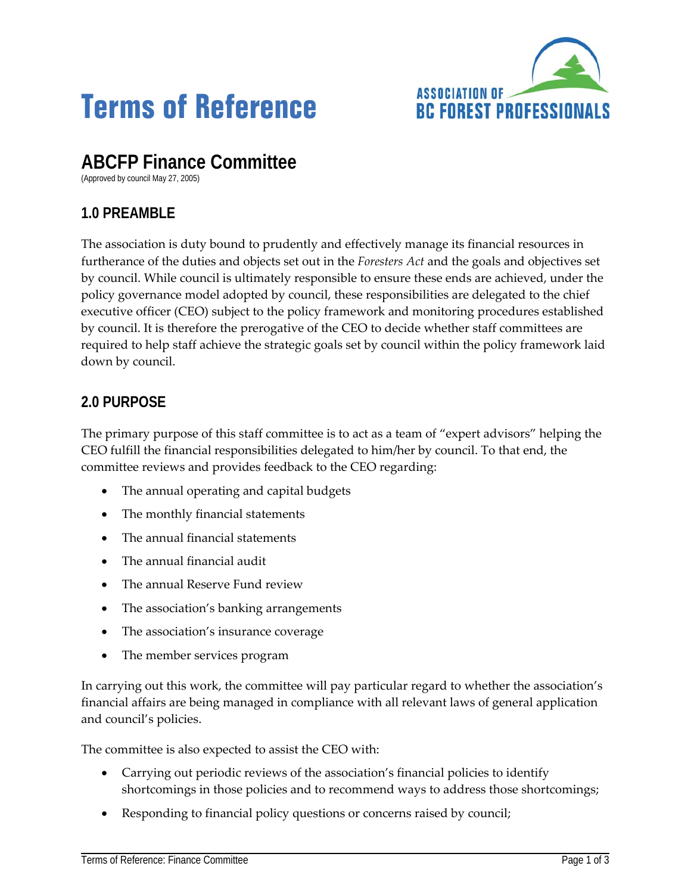# Terms of Reference

ASSOCIATION OF BC FOREST PROFESSIONALS

## ABCFP Finance Committee

(Approved by council May 27, 2005)

### 1.0 PREAMBLE

The association is duty bound to prudently and effectively manage its financial resources in furtherance of the duties and objects set out in the *Foresters Act* and the goals and objectives set by council. While council is ultimately responsible to ensure these ends are achieved, under the policy governance model adopted by council, these responsibilities are delegated to the chief executive officer (CEO) subject to the policy framework and monitoring procedures established by council. It is therefore the prerogative of the CEO to decide whether staff committees are required to help staff achieve the strategic goals set by council within the policy framework laid down by council.

### 2.0 PURPOSE

The primary purpose of this staff committee is to act as a team of "expert advisors" helping the CEO fulfill the financial responsibilities delegated to him/her by council. To that end, the committee reviews and provides feedback to the CEO regarding:

- The annual operating and capital budgets
- The monthly financial statements
- The annual financial statements
- The annual financial audit
- The annual Reserve Fund review
- The association's banking arrangements
- The association's insurance coverage
- The member services program

In carrying out this work, the committee will pay particular regard to whether the association's financial affairs are being managed in compliance with all relevant laws of general application and council's policies.

The committee is also expected to assist the CEO with:

- Carrying out periodic reviews of the association's financial policies to identify shortcomings in those policies and to recommend ways to address those shortcomings;
- Responding to financial policy questions or concerns raised by council;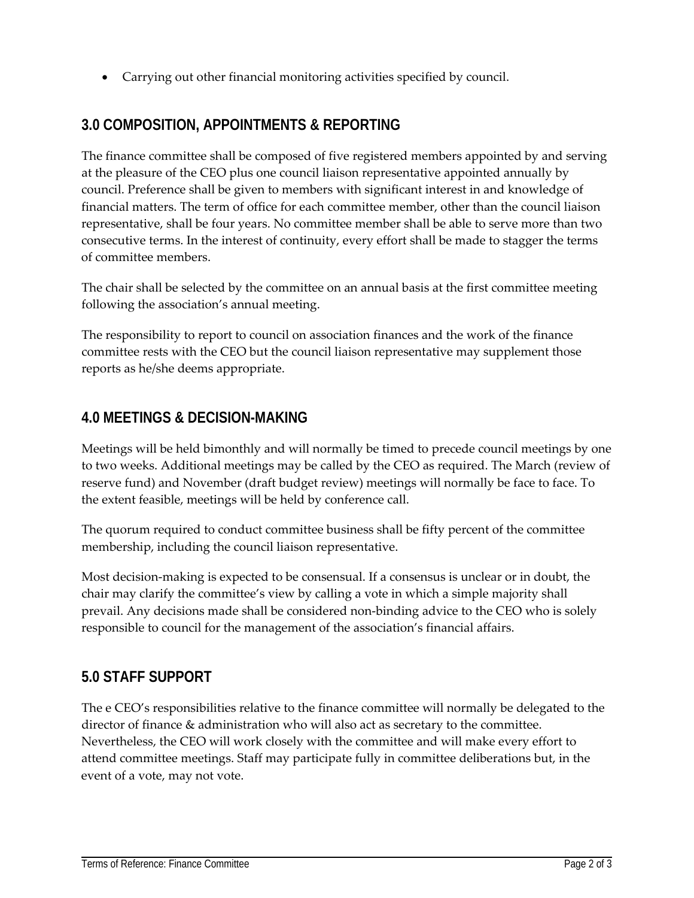- Carrying out other financial monitoring activities specified by council.

## 3.0 COMPOSITION, APPOINTMENTS & REPORTING

The finance committee shall be composed of five registered members appointed by and serving at the pleasure of the CEO plus one council liaison representative appointed annually by council. Preference shall be given to members with significant interest in and knowledge of financial matters. The term of office for each committee member, other than the council liaison representative, shall be four years. No committee member shall be able to serve more than two consecutive terms. In the interest of continuity, every effort shall be made to stagger the terms of committee members.

The chair shall be selected by the committee on an annual basis at the first committee meeting following the association's annual meeting.

The responsibility to report to council on association finances and the work of the finance committee rests with the CEO but the council liaison representative may supplement those reports as he/she deems appropriate.

## 4.0 MEETINGS & DECISION-MAKING

Meetings will be held bimonthly and will normally be timed to precede council meetings by one to two weeks. Additional meetings may be called by the CEO as required. The March (review of reserve fund) and November (draft budget review) meetings will normally be face to face. To the extent feasible, meetings will be held by conference call.

The quorum required to conduct committee business shall be fifty percent of the committee membership, including the council liaison representative.

Most decision-making is expected to be consensual. If a consensus is unclear or in doubt, the chair may clarify the committee's view by calling a vote in which a simple majority shall prevail. Any decisions made shall be considered non-binding advice to the CEO who is solely responsible to council for the management of the association's financial affairs.

## 5.0 STAFF SUPPORT

The e CEO's responsibilities relative to the finance committee will normally be delegated to the director of finance & administration who will also act as secretary to the committee. Nevertheless, the CEO will work closely with the committee and will make every effort to attend committee meetings. Staff may participate fully in committee deliberations but, in the event of a vote, may not vote.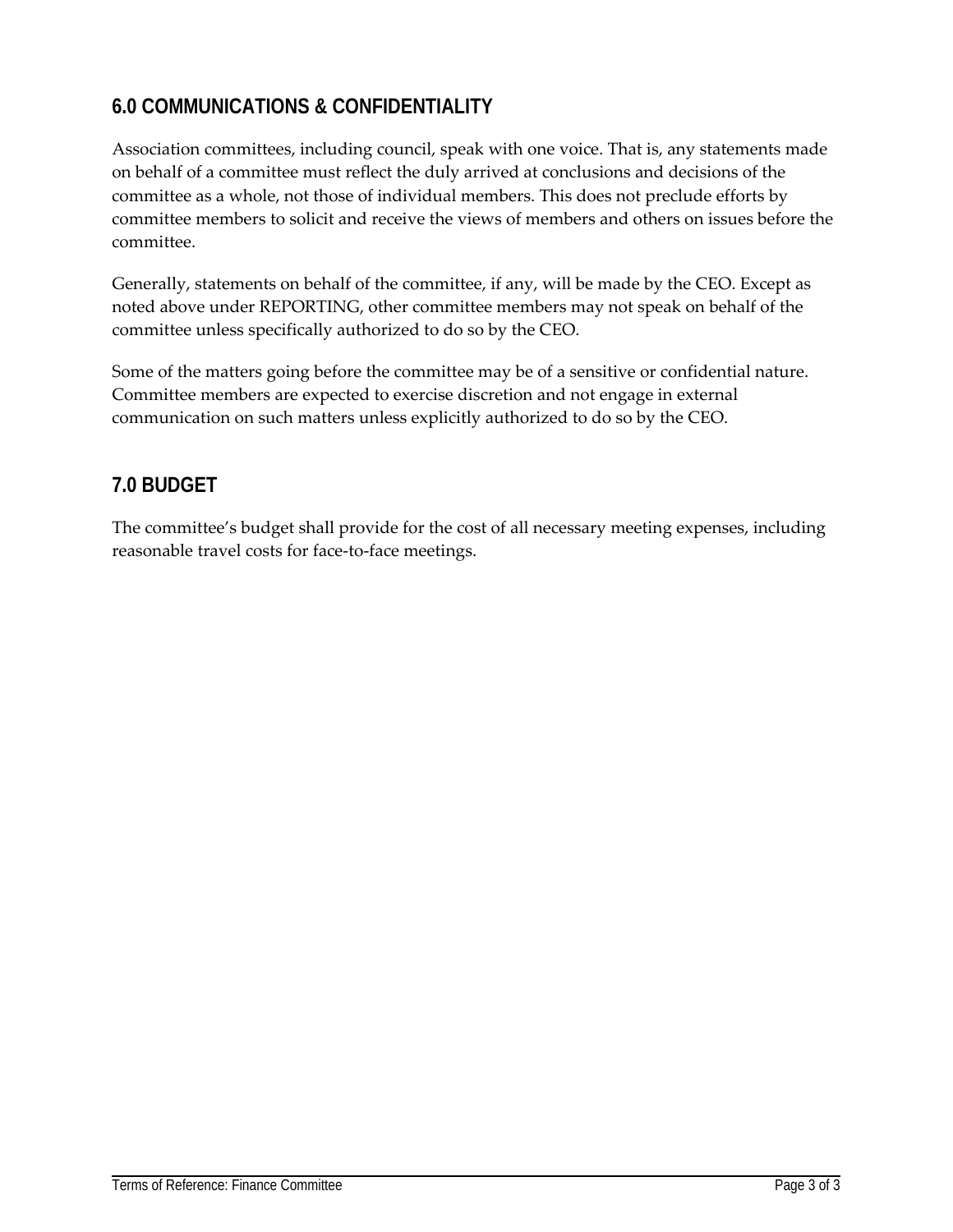## 6.0 COMMUNICATIONS & CONFIDENTIALITY

Association committees, including council, speak with one voice. That is, any statements made on behalf of a committee must reflect the duly arrived at conclusions and decisions of the committee as a whole, not those of individual members. This does not preclude efforts by committee members to solicit and receive the views of members and others on issues before the committee.

Generally, statements on behalf of the committee, if any, will be made by the CEO. Except as noted above under REPORTING, other committee members may not speak on behalf of the committee unless specifically authorized to do so by the CEO.

Some of the matters going before the committee may be of a sensitive or confidential nature. Committee members are expected to exercise discretion and not engage in external communication on such matters unless explicitly authorized to do so by the CEO.

## 7.0 BUDGET

The committee's budget shall provide for the cost of all necessary meeting expenses, including reasonable travel costs for face-to-face meetings.